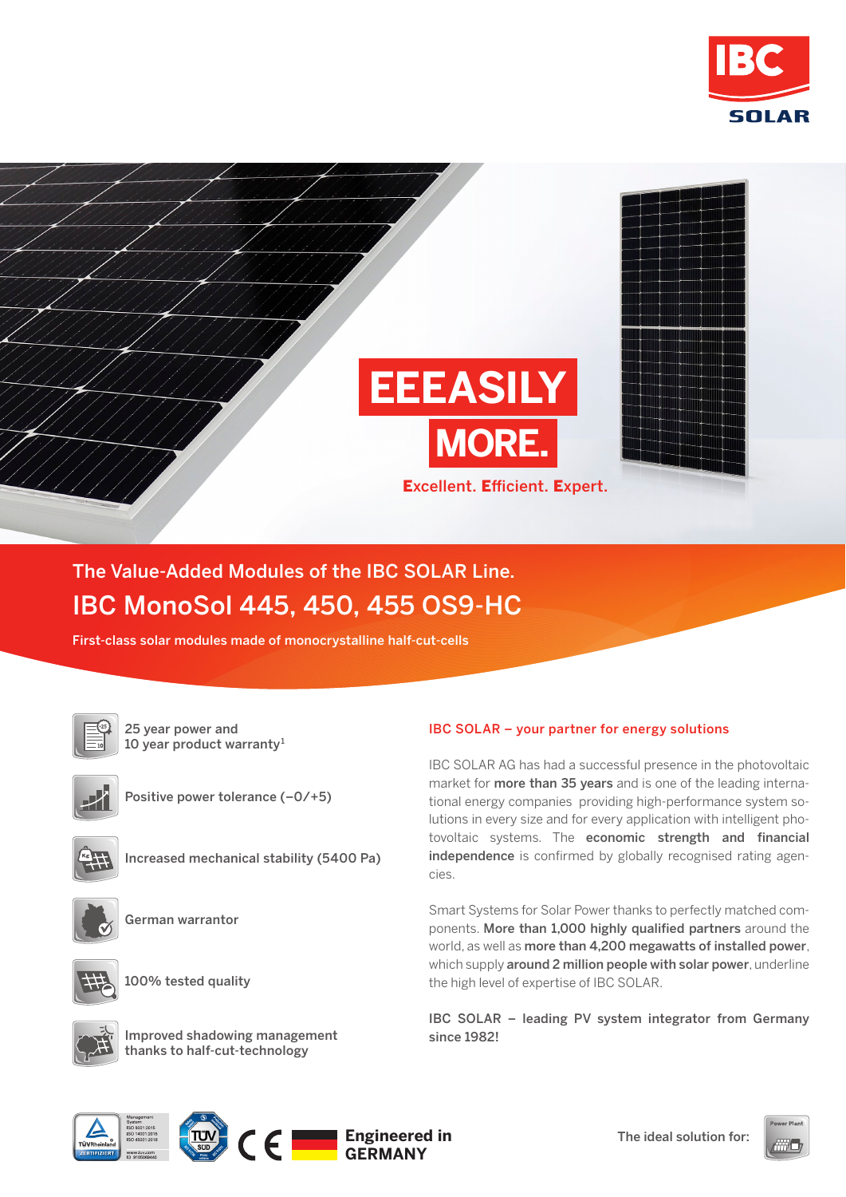IBC SOLAR

# EEEASILY MORE.

**E**xcellent. **E**fficient. **E**xpert.

The Value-Added Modules of the IBC SOLAR Line.

## IBC MonoSol 445, 450, 455 OS9-HC

First-class solar modules made of monocrystalline half-cut-cells

- 25 year power and 10 year product warranty[1]
- Positive power tolerance (−0/+5)
- Increased mechanical stability (5400 Pa)
- German warrantor
- 100% tested quality
- Improved shadowing management thanks to half-cut-technology

### IBC SOLAR – your partner for energy solutions

IBC SOLAR AG has had a successful presence in the photovoltaic market for **more than 35 years** and is one of the leading international energy companies providing high-performance system solutions in every size and for every application with intelligent photovoltaic systems. The **economic strength and financial independence** is confirmed by globally recognised rating agencies.

Smart Systems for Solar Power thanks to perfectly matched components. **More than 1,000 highly qualified partners** around the world, as well as **more than 4,200 megawatts of installed power**, which supply **around 2 million people with solar power**, underline the high level of expertise of IBC SOLAR.

IBC SOLAR – leading PV system integrator from Germany since 1982!

Management System ISO 9001:2015 ISO 14001:2015 ISO 45001:2018 www.tuv.com ID: 9105069440

**Engineered in GERMANY**

The ideal solution for: Power Plant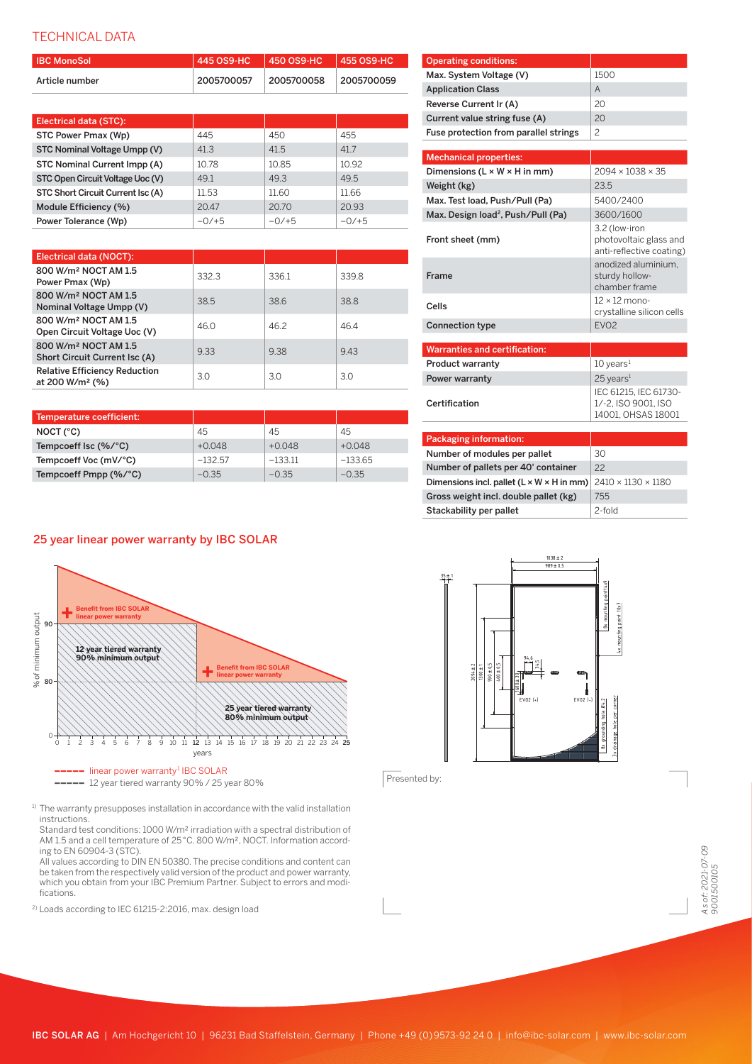## TECHNICAL DATA

| IBC MonoSol | 445 OS9-HC | 450 OS9-HC | 455 OS9-HC |
|---|---|---|---|
| Article number | 2005700057 | 2005700058 | 2005700059 |

| Electrical data (STC): | | | |
|---|---|---|---|
| STC Power Pmax (Wp) | 445 | 450 | 455 |
| STC Nominal Voltage Umpp (V) | 41.3 | 41.5 | 41.7 |
| STC Nominal Current Impp (A) | 10.78 | 10.85 | 10.92 |
| STC Open Circuit Voltage Uoc (V) | 49.1 | 49.3 | 49.5 |
| STC Short Circuit Current Isc (A) | 11.53 | 11.60 | 11.66 |
| Module Efficiency (%) | 20.47 | 20.70 | 20.93 |
| Power Tolerance (Wp) | −0/+5 | −0/+5 | −0/+5 |

| Electrical data (NOCT): | | | |
|---|---|---|---|
| 800 W/m² NOCT AM 1.5 Power Pmax (Wp) | 332.3 | 336.1 | 339.8 |
| 800 W/m² NOCT AM 1.5 Nominal Voltage Umpp (V) | 38.5 | 38.6 | 38.8 |
| 800 W/m² NOCT AM 1.5 Open Circuit Voltage Uoc (V) | 46.0 | 46.2 | 46.4 |
| 800 W/m² NOCT AM 1.5 Short Circuit Current Isc (A) | 9.33 | 9.38 | 9.43 |
| Relative Efficiency Reduction at 200 W/m² (%) | 3.0 | 3.0 | 3.0 |

| Temperature coefficient: | | | |
|---|---|---|---|
| NOCT (°C) | 45 | 45 | 45 |
| Tempcoeff Isc (%/°C) | +0.048 | +0.048 | +0.048 |
| Tempcoeff Voc (mV/°C) | −132.57 | −133.11 | −133.65 |
| Tempcoeff Pmpp (%/°C) | −0.35 | −0.35 | −0.35 |

| Operating conditions: | |
|---|---|
| Max. System Voltage (V) | 1500 |
| Application Class | A |
| Reverse Current Ir (A) | 20 |
| Current value string fuse (A) | 20 |
| Fuse protection from parallel strings | 2 |

| Mechanical properties: | |
|---|---|
| Dimensions (L × W × H in mm) | 2094 × 1038 × 35 |
| Weight (kg) | 23.5 |
| Max. Test load, Push/Pull (Pa) | 5400/2400 |
| Max. Design load[2], Push/Pull (Pa) | 3600/1600 |
| Front sheet (mm) | 3.2 (low-iron photovoltaic glass and anti-reflective coating) |
| Frame | anodized aluminium, sturdy hollow-chamber frame |
| Cells | 12 × 12 mono-crystalline silicon cells |
| Connection type | EVO2 |

| Warranties and certification: | |
|---|---|
| Product warranty | 10 years[1] |
| Power warranty | 25 years[1] |
| Certification | IEC 61215, IEC 61730-1/-2, ISO 9001, ISO 14001, OHSAS 18001 |

| Packaging information: | |
|---|---|
| Number of modules per pallet | 30 |
| Number of pallets per 40' container | 22 |
| Dimensions incl. pallet (L × W × H in mm) | 2410 × 1130 × 1180 |
| Gross weight incl. double pallet (kg) | 755 |
| Stackability per pallet | 2-fold |

## 25 year linear power warranty by IBC SOLAR

% of minimum output

90

80

0

Benefit from IBC SOLAR linear power warranty

12 year tiered warranty 90% minimum output

Benefit from IBC SOLAR linear power warranty

25 year tiered warranty 80% minimum output

0 1 2 3 4 5 6 7 8 9 10 11 12 13 14 15 16 17 18 19 20 21 22 23 24 25

years

linear power warranty[1] IBC SOLAR

12 year tiered warranty 90% / 25 year 80%

1038 ± 2

989 ± 0,5

35 ± 1

2094 ± 2

1300 ± 1

990 ± 0,5

400 ± 0,5

1600 ± 1

94,6

34,5

EVO2 (+)

EVO2 (−)

8x mounting point 14x9

4x mounting point 10x7

8x grounding hole Ø4,2

3x drainage hole per corner

Presented by:

[1] The warranty presupposes installation in accordance with the valid installation instructions.
Standard test conditions: 1000 W/m² irradiation with a spectral distribution of AM 1.5 and a cell temperature of 25 °C. 800 W/m², NOCT. Information according to EN 60904-3 (STC).
All values according to DIN EN 50380. The precise conditions and content can be taken from the respectively valid version of the product and power warranty, which you obtain from your IBC Premium Partner. Subject to errors and modifications.

[2] Loads according to IEC 61215-2:2016, max. design load

As of: 2021-07-09
9001500105

**IBC SOLAR AG** | Am Hochgericht 10 | 96231 Bad Staffelstein, Germany | Phone +49 (0) 9573-92 24 0 | info@ibc-solar.com | www.ibc-solar.com